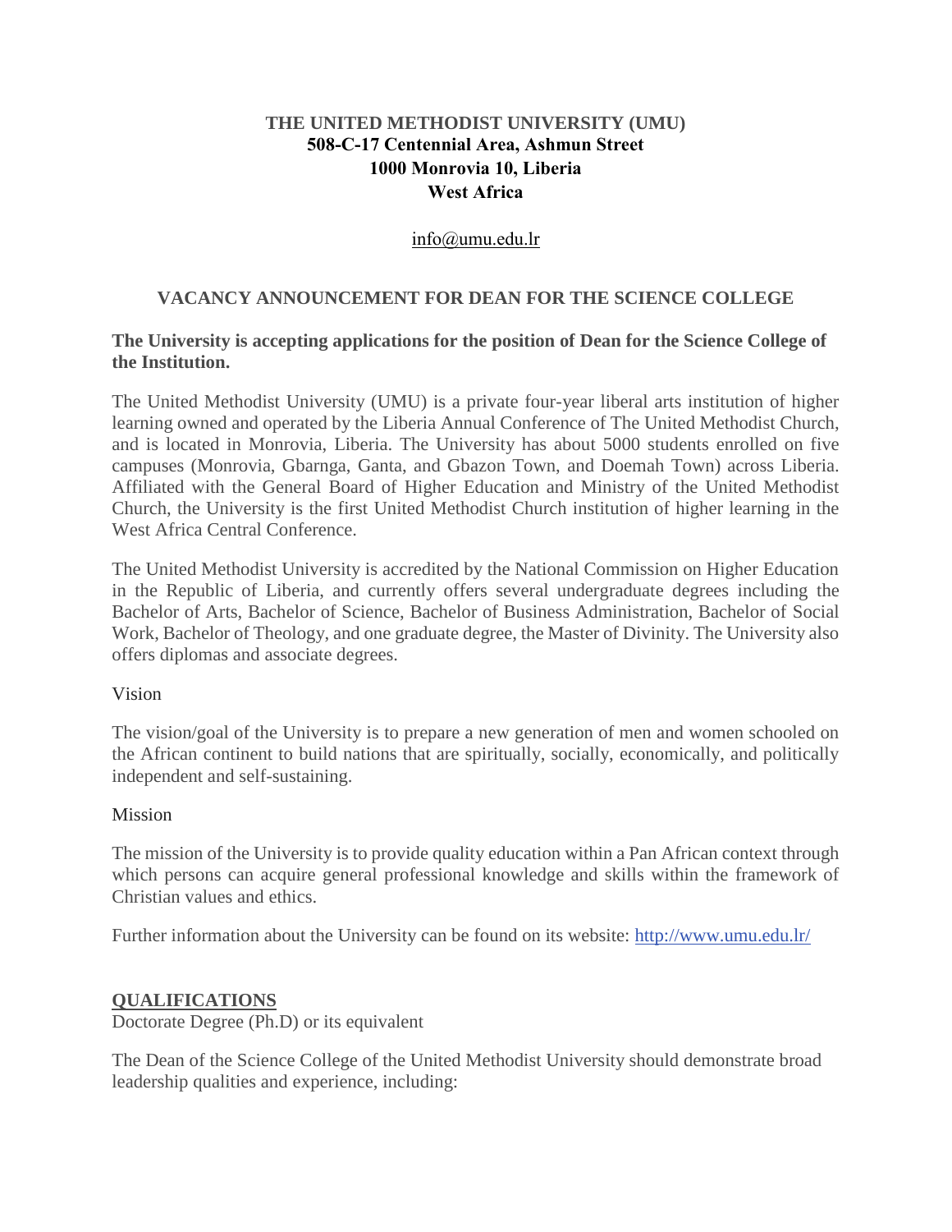**THE UNITED METHODIST UNIVERSITY (UMU)**
**508-C-17 Centennial Area, Ashmun Street**
**1000 Monrovia 10, Liberia**
**West Africa**

info@umu.edu.lr

## VACANCY ANNOUNCEMENT FOR DEAN FOR THE SCIENCE COLLEGE

**The University is accepting applications for the position of Dean for the Science College of the Institution.**

The United Methodist University (UMU) is a private four-year liberal arts institution of higher learning owned and operated by the Liberia Annual Conference of The United Methodist Church, and is located in Monrovia, Liberia. The University has about 5000 students enrolled on five campuses (Monrovia, Gbarnga, Ganta, and Gbazon Town, and Doemah Town) across Liberia. Affiliated with the General Board of Higher Education and Ministry of the United Methodist Church, the University is the first United Methodist Church institution of higher learning in the West Africa Central Conference.

The United Methodist University is accredited by the National Commission on Higher Education in the Republic of Liberia, and currently offers several undergraduate degrees including the Bachelor of Arts, Bachelor of Science, Bachelor of Business Administration, Bachelor of Social Work, Bachelor of Theology, and one graduate degree, the Master of Divinity. The University also offers diplomas and associate degrees.

Vision

The vision/goal of the University is to prepare a new generation of men and women schooled on the African continent to build nations that are spiritually, socially, economically, and politically independent and self-sustaining.

Mission

The mission of the University is to provide quality education within a Pan African context through which persons can acquire general professional knowledge and skills within the framework of Christian values and ethics.

Further information about the University can be found on its website: http://www.umu.edu.lr/

**QUALIFICATIONS**

Doctorate Degree (Ph.D) or its equivalent

The Dean of the Science College of the United Methodist University should demonstrate broad leadership qualities and experience, including: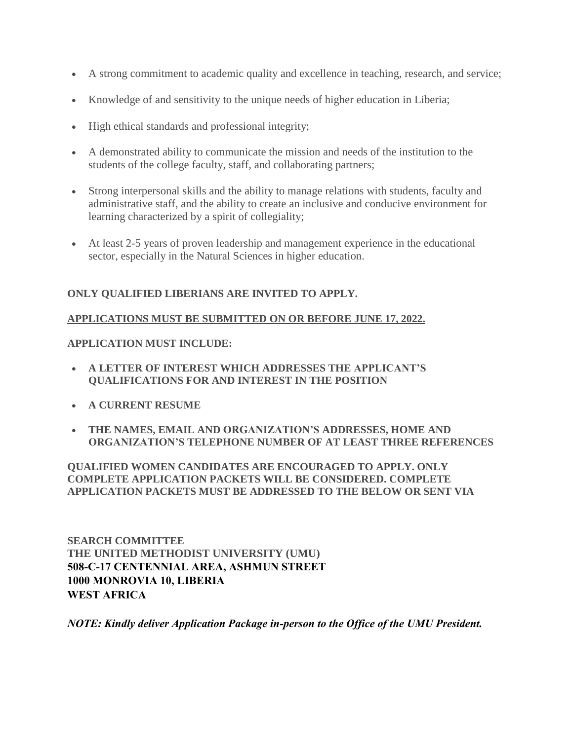- A strong commitment to academic quality and excellence in teaching, research, and service;
- Knowledge of and sensitivity to the unique needs of higher education in Liberia;
- High ethical standards and professional integrity;
- A demonstrated ability to communicate the mission and needs of the institution to the students of the college faculty, staff, and collaborating partners;
- Strong interpersonal skills and the ability to manage relations with students, faculty and administrative staff, and the ability to create an inclusive and conducive environment for learning characterized by a spirit of collegiality;
- At least 2-5 years of proven leadership and management experience in the educational sector, especially in the Natural Sciences in higher education.

**ONLY QUALIFIED LIBERIANS ARE INVITED TO APPLY.**

**<u>APPLICATIONS MUST BE SUBMITTED ON OR BEFORE JUNE 17, 2022.</u>**

**APPLICATION MUST INCLUDE:**

- **A LETTER OF INTEREST WHICH ADDRESSES THE APPLICANT'S QUALIFICATIONS FOR AND INTEREST IN THE POSITION**
- **A CURRENT RESUME**
- **THE NAMES, EMAIL AND ORGANIZATION'S ADDRESSES, HOME AND ORGANIZATION'S TELEPHONE NUMBER OF AT LEAST THREE REFERENCES**

**QUALIFIED WOMEN CANDIDATES ARE ENCOURAGED TO APPLY. ONLY COMPLETE APPLICATION PACKETS WILL BE CONSIDERED. COMPLETE APPLICATION PACKETS MUST BE ADDRESSED TO THE BELOW OR SENT VIA**

**SEARCH COMMITTEE**
**THE UNITED METHODIST UNIVERSITY (UMU)**
**508-C-17 CENTENNIAL AREA, ASHMUN STREET**
**1000 MONROVIA 10, LIBERIA**
**WEST AFRICA**

***NOTE: Kindly deliver Application Package in-person to the Office of the UMU President.***